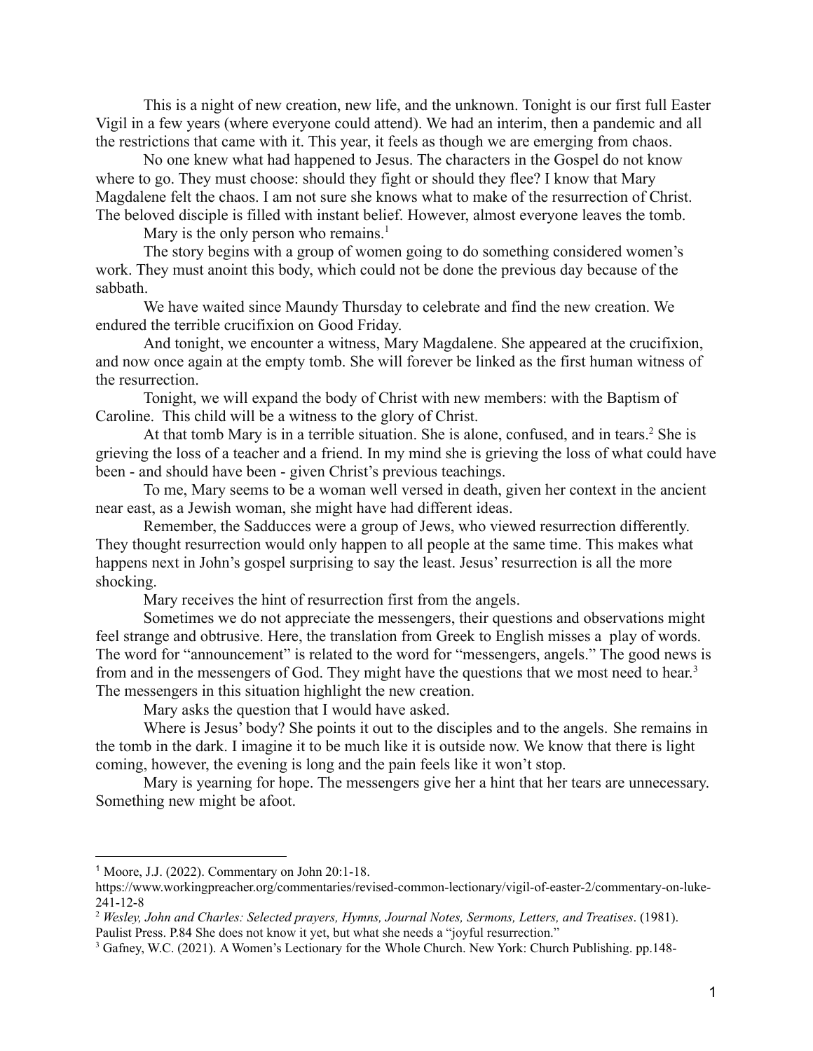This is a night of new creation, new life, and the unknown. Tonight is our first full Easter Vigil in a few years (where everyone could attend). We had an interim, then a pandemic and all the restrictions that came with it. This year, it feels as though we are emerging from chaos.

No one knew what had happened to Jesus. The characters in the Gospel do not know where to go. They must choose: should they fight or should they flee? I know that Mary Magdalene felt the chaos. I am not sure she knows what to make of the resurrection of Christ. The beloved disciple is filled with instant belief. However, almost everyone leaves the tomb.

Mary is the only person who remains.[1]

The story begins with a group of women going to do something considered women's work. They must anoint this body, which could not be done the previous day because of the sabbath.

We have waited since Maundy Thursday to celebrate and find the new creation. We endured the terrible crucifixion on Good Friday.

And tonight, we encounter a witness, Mary Magdalene. She appeared at the crucifixion, and now once again at the empty tomb. She will forever be linked as the first human witness of the resurrection.

Tonight, we will expand the body of Christ with new members: with the Baptism of Caroline. This child will be a witness to the glory of Christ.

At that tomb Mary is in a terrible situation. She is alone, confused, and in tears.[2] She is grieving the loss of a teacher and a friend. In my mind she is grieving the loss of what could have been - and should have been - given Christ's previous teachings.

To me, Mary seems to be a woman well versed in death, given her context in the ancient near east, as a Jewish woman, she might have had different ideas.

Remember, the Sadducces were a group of Jews, who viewed resurrection differently. They thought resurrection would only happen to all people at the same time. This makes what happens next in John's gospel surprising to say the least. Jesus' resurrection is all the more shocking.

Mary receives the hint of resurrection first from the angels.

Sometimes we do not appreciate the messengers, their questions and observations might feel strange and obtrusive. Here, the translation from Greek to English misses a play of words. The word for "announcement" is related to the word for "messengers, angels." The good news is from and in the messengers of God. They might have the questions that we most need to hear.[3] The messengers in this situation highlight the new creation.

Mary asks the question that I would have asked.

Where is Jesus' body? She points it out to the disciples and to the angels. She remains in the tomb in the dark. I imagine it to be much like it is outside now. We know that there is light coming, however, the evening is long and the pain feels like it won't stop.

Mary is yearning for hope. The messengers give her a hint that her tears are unnecessary. Something new might be afoot.

---

[1] Moore, J.J. (2022). Commentary on John 20:1-18. https://www.workingpreacher.org/commentaries/revised-common-lectionary/vigil-of-easter-2/commentary-on-luke-241-12-8

[2] *Wesley, John and Charles: Selected prayers, Hymns, Journal Notes, Sermons, Letters, and Treatises*. (1981). Paulist Press. P.84 She does not know it yet, but what she needs a "joyful resurrection."

[3] Gafney, W.C. (2021). A Women's Lectionary for the Whole Church. New York: Church Publishing. pp.148-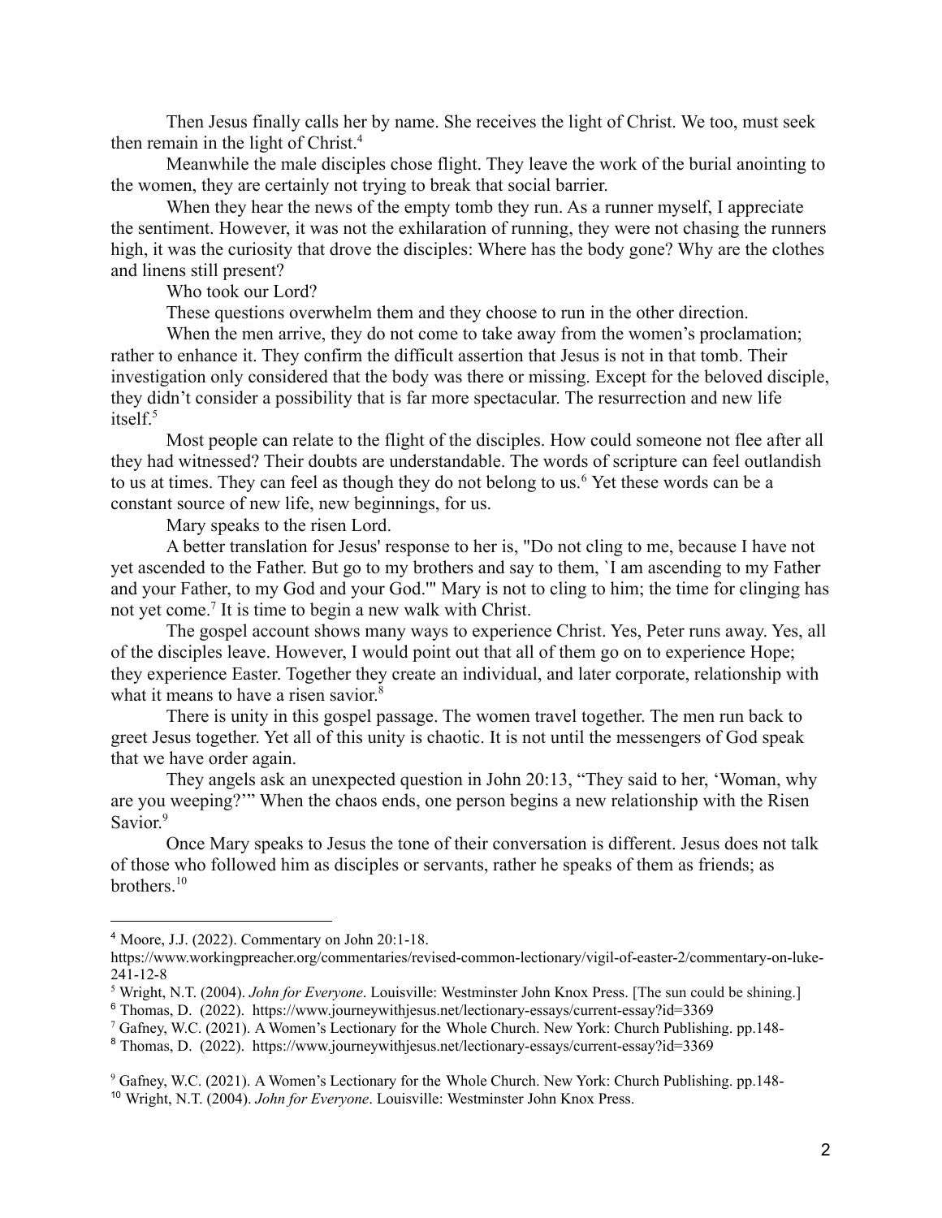Then Jesus finally calls her by name. She receives the light of Christ. We too, must seek then remain in the light of Christ.[4]

Meanwhile the male disciples chose flight. They leave the work of the burial anointing to the women, they are certainly not trying to break that social barrier.

When they hear the news of the empty tomb they run. As a runner myself, I appreciate the sentiment. However, it was not the exhilaration of running, they were not chasing the runners high, it was the curiosity that drove the disciples: Where has the body gone? Why are the clothes and linens still present?

Who took our Lord?

These questions overwhelm them and they choose to run in the other direction.

When the men arrive, they do not come to take away from the women's proclamation; rather to enhance it. They confirm the difficult assertion that Jesus is not in that tomb. Their investigation only considered that the body was there or missing. Except for the beloved disciple, they didn't consider a possibility that is far more spectacular. The resurrection and new life itself.[5]

Most people can relate to the flight of the disciples. How could someone not flee after all they had witnessed? Their doubts are understandable. The words of scripture can feel outlandish to us at times. They can feel as though they do not belong to us.[6] Yet these words can be a constant source of new life, new beginnings, for us.

Mary speaks to the risen Lord.

A better translation for Jesus' response to her is, "Do not cling to me, because I have not yet ascended to the Father. But go to my brothers and say to them, `I am ascending to my Father and your Father, to my God and your God.'" Mary is not to cling to him; the time for clinging has not yet come.[7] It is time to begin a new walk with Christ.

The gospel account shows many ways to experience Christ. Yes, Peter runs away. Yes, all of the disciples leave. However, I would point out that all of them go on to experience Hope; they experience Easter. Together they create an individual, and later corporate, relationship with what it means to have a risen savior.[8]

There is unity in this gospel passage. The women travel together. The men run back to greet Jesus together. Yet all of this unity is chaotic. It is not until the messengers of God speak that we have order again.

They angels ask an unexpected question in John 20:13, "They said to her, 'Woman, why are you weeping?'" When the chaos ends, one person begins a new relationship with the Risen Savior.[9]

Once Mary speaks to Jesus the tone of their conversation is different. Jesus does not talk of those who followed him as disciples or servants, rather he speaks of them as friends; as brothers.[10]

---

[4] Moore, J.J. (2022). Commentary on John 20:1-18. https://www.workingpreacher.org/commentaries/revised-common-lectionary/vigil-of-easter-2/commentary-on-luke-241-12-8

[5] Wright, N.T. (2004). *John for Everyone*. Louisville: Westminster John Knox Press. [The sun could be shining.]

[6] Thomas, D. (2022). https://www.journeywithjesus.net/lectionary-essays/current-essay?id=3369

[7] Gafney, W.C. (2021). A Women's Lectionary for the Whole Church. New York: Church Publishing. pp.148-

[8] Thomas, D. (2022). https://www.journeywithjesus.net/lectionary-essays/current-essay?id=3369

[9] Gafney, W.C. (2021). A Women's Lectionary for the Whole Church. New York: Church Publishing. pp.148-

[10] Wright, N.T. (2004). *John for Everyone*. Louisville: Westminster John Knox Press.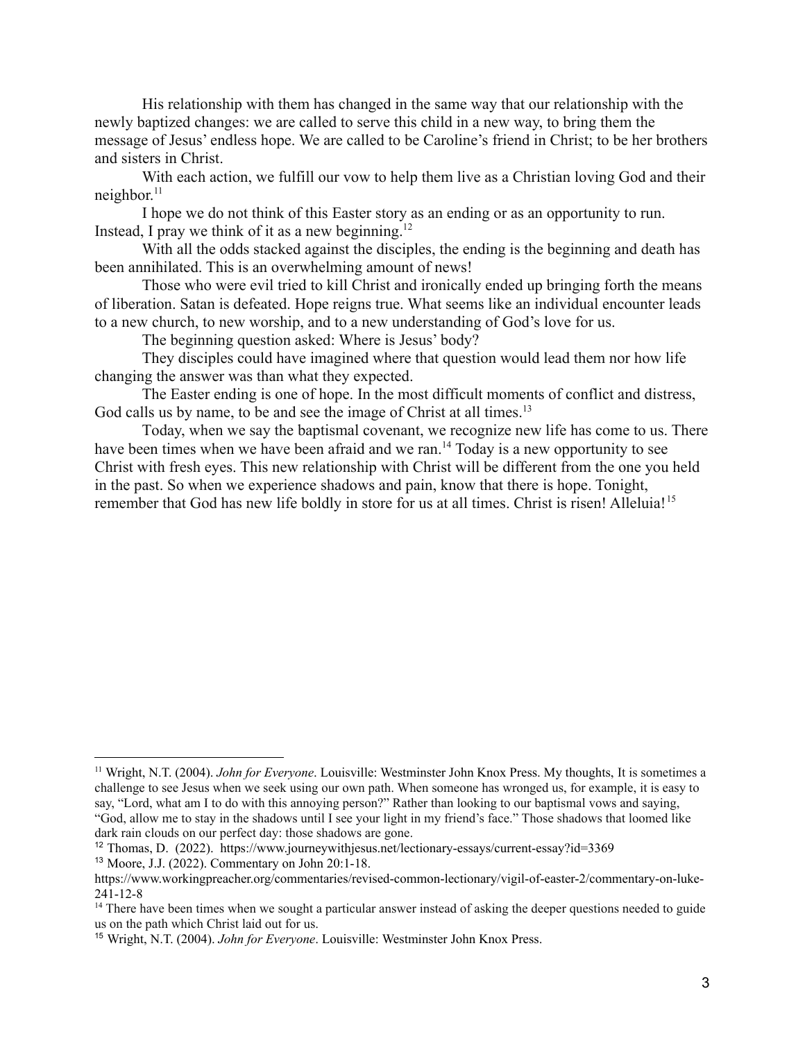His relationship with them has changed in the same way that our relationship with the newly baptized changes: we are called to serve this child in a new way, to bring them the message of Jesus' endless hope. We are called to be Caroline's friend in Christ; to be her brothers and sisters in Christ.

With each action, we fulfill our vow to help them live as a Christian loving God and their neighbor.[11]

I hope we do not think of this Easter story as an ending or as an opportunity to run. Instead, I pray we think of it as a new beginning.[12]

With all the odds stacked against the disciples, the ending is the beginning and death has been annihilated. This is an overwhelming amount of news!

Those who were evil tried to kill Christ and ironically ended up bringing forth the means of liberation. Satan is defeated. Hope reigns true. What seems like an individual encounter leads to a new church, to new worship, and to a new understanding of God's love for us.

The beginning question asked: Where is Jesus' body?

They disciples could have imagined where that question would lead them nor how life changing the answer was than what they expected.

The Easter ending is one of hope. In the most difficult moments of conflict and distress, God calls us by name, to be and see the image of Christ at all times.[13]

Today, when we say the baptismal covenant, we recognize new life has come to us. There have been times when we have been afraid and we ran.[14] Today is a new opportunity to see Christ with fresh eyes. This new relationship with Christ will be different from the one you held in the past. So when we experience shadows and pain, know that there is hope. Tonight, remember that God has new life boldly in store for us at all times. Christ is risen! Alleluia![15]

---

[11] Wright, N.T. (2004). *John for Everyone*. Louisville: Westminster John Knox Press. My thoughts, It is sometimes a challenge to see Jesus when we seek using our own path. When someone has wronged us, for example, it is easy to say, "Lord, what am I to do with this annoying person?" Rather than looking to our baptismal vows and saying, "God, allow me to stay in the shadows until I see your light in my friend's face." Those shadows that loomed like dark rain clouds on our perfect day: those shadows are gone.

[12] Thomas, D. (2022). https://www.journeywithjesus.net/lectionary-essays/current-essay?id=3369

[13] Moore, J.J. (2022). Commentary on John 20:1-18. https://www.workingpreacher.org/commentaries/revised-common-lectionary/vigil-of-easter-2/commentary-on-luke-241-12-8

[14] There have been times when we sought a particular answer instead of asking the deeper questions needed to guide us on the path which Christ laid out for us.

[15] Wright, N.T. (2004). *John for Everyone*. Louisville: Westminster John Knox Press.